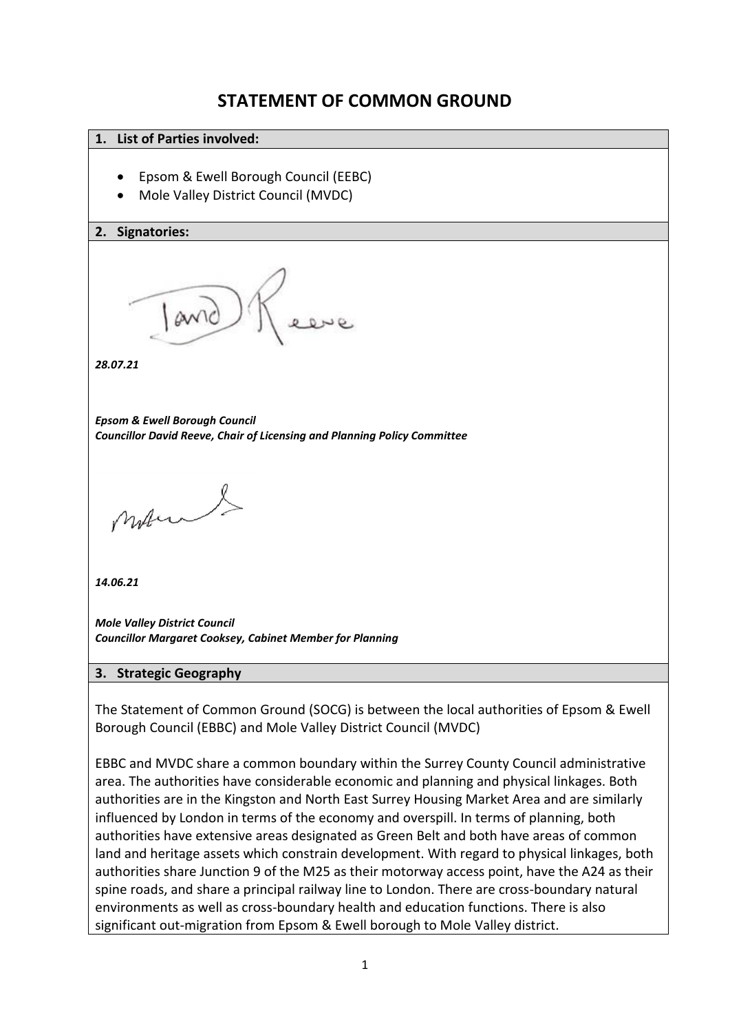# STATEMENT OF COMMON GROUND

## 1. List of Parties involved:

- Epsom & Ewell Borough Council (EEBC)
- Mole Valley District Council (MVDC)

## 2. Signatories:

***28.07.21***

***Epsom & Ewell Borough Council***
***Councillor David Reeve, Chair of Licensing and Planning Policy Committee***

***14.06.21***

***Mole Valley District Council***
***Councillor Margaret Cooksey, Cabinet Member for Planning***

## 3. Strategic Geography

The Statement of Common Ground (SOCG) is between the local authorities of Epsom & Ewell Borough Council (EBBC) and Mole Valley District Council (MVDC)

EBBC and MVDC share a common boundary within the Surrey County Council administrative area. The authorities have considerable economic and planning and physical linkages. Both authorities are in the Kingston and North East Surrey Housing Market Area and are similarly influenced by London in terms of the economy and overspill. In terms of planning, both authorities have extensive areas designated as Green Belt and both have areas of common land and heritage assets which constrain development. With regard to physical linkages, both authorities share Junction 9 of the M25 as their motorway access point, have the A24 as their spine roads, and share a principal railway line to London. There are cross-boundary natural environments as well as cross-boundary health and education functions. There is also significant out-migration from Epsom & Ewell borough to Mole Valley district.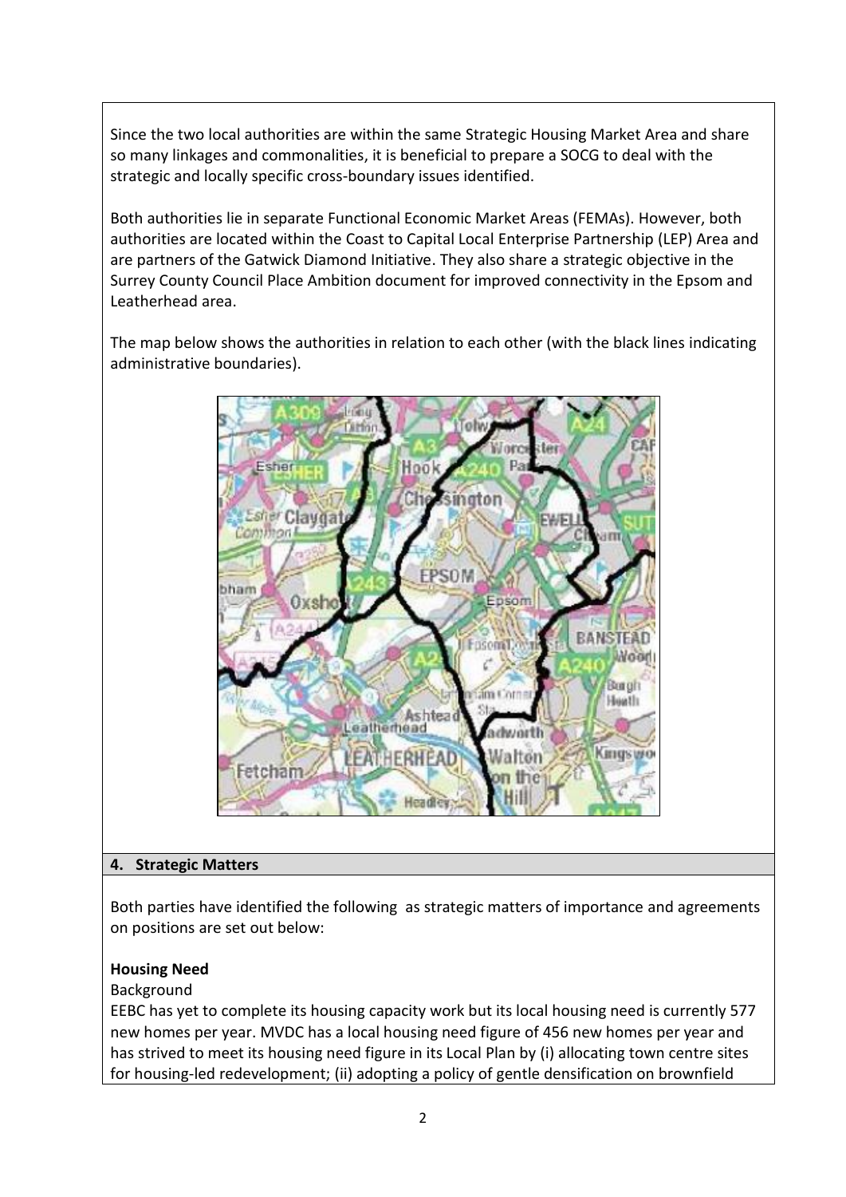Since the two local authorities are within the same Strategic Housing Market Area and share so many linkages and commonalities, it is beneficial to prepare a SOCG to deal with the strategic and locally specific cross-boundary issues identified.

Both authorities lie in separate Functional Economic Market Areas (FEMAs). However, both authorities are located within the Coast to Capital Local Enterprise Partnership (LEP) Area and are partners of the Gatwick Diamond Initiative. They also share a strategic objective in the Surrey County Council Place Ambition document for improved connectivity in the Epsom and Leatherhead area.

The map below shows the authorities in relation to each other (with the black lines indicating administrative boundaries).

## 4. Strategic Matters

Both parties have identified the following as strategic matters of importance and agreements on positions are set out below:

**Housing Need**

Background

EEBC has yet to complete its housing capacity work but its local housing need is currently 577 new homes per year. MVDC has a local housing need figure of 456 new homes per year and has strived to meet its housing need figure in its Local Plan by (i) allocating town centre sites for housing-led redevelopment; (ii) adopting a policy of gentle densification on brownfield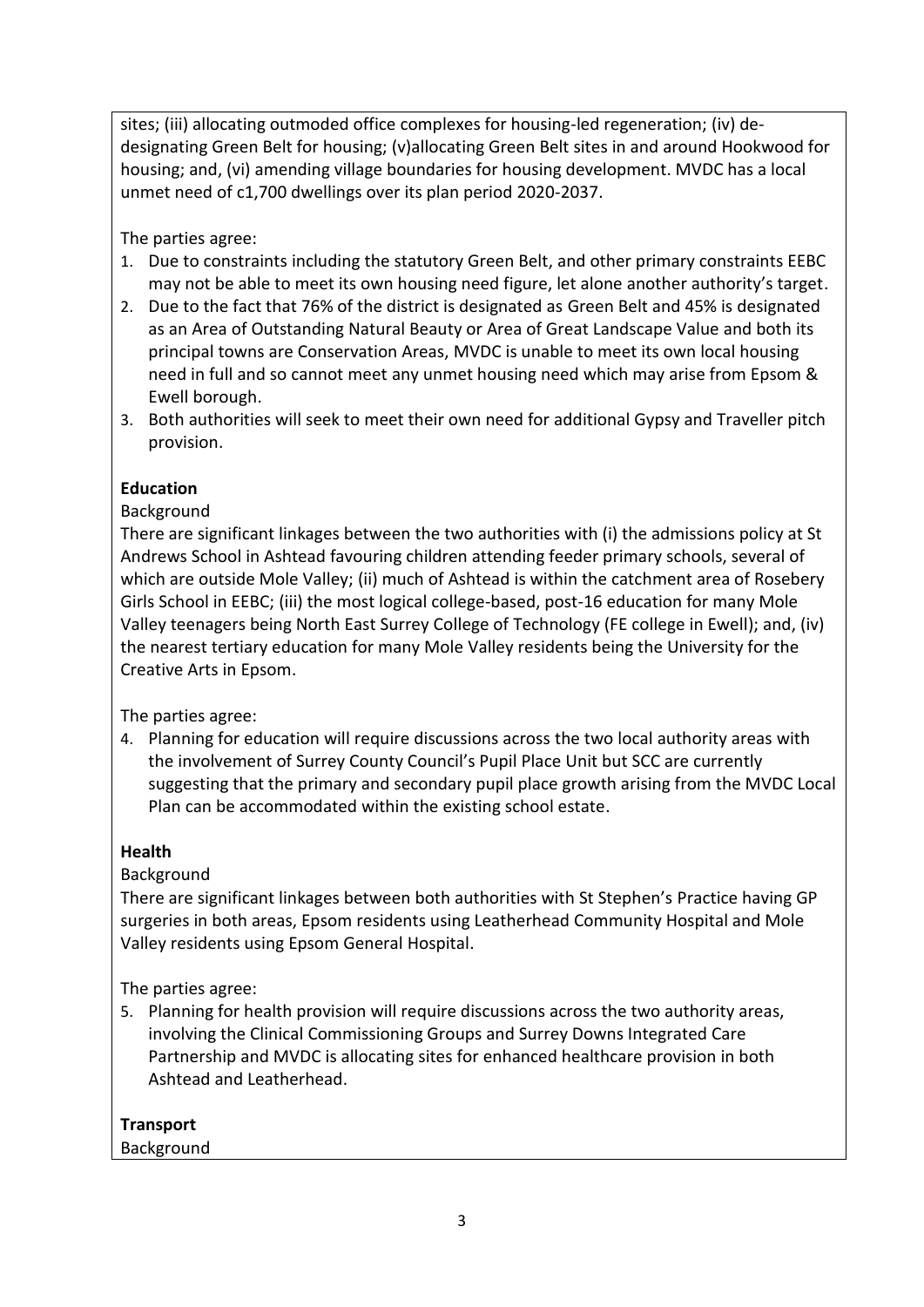sites; (iii) allocating outmoded office complexes for housing-led regeneration; (iv) de-designating Green Belt for housing; (v)allocating Green Belt sites in and around Hookwood for housing; and, (vi) amending village boundaries for housing development. MVDC has a local unmet need of c1,700 dwellings over its plan period 2020-2037.

The parties agree:

1. Due to constraints including the statutory Green Belt, and other primary constraints EEBC may not be able to meet its own housing need figure, let alone another authority's target.
2. Due to the fact that 76% of the district is designated as Green Belt and 45% is designated as an Area of Outstanding Natural Beauty or Area of Great Landscape Value and both its principal towns are Conservation Areas, MVDC is unable to meet its own local housing need in full and so cannot meet any unmet housing need which may arise from Epsom & Ewell borough.
3. Both authorities will seek to meet their own need for additional Gypsy and Traveller pitch provision.

**Education**

Background

There are significant linkages between the two authorities with (i) the admissions policy at St Andrews School in Ashtead favouring children attending feeder primary schools, several of which are outside Mole Valley; (ii) much of Ashtead is within the catchment area of Rosebery Girls School in EEBC; (iii) the most logical college-based, post-16 education for many Mole Valley teenagers being North East Surrey College of Technology (FE college in Ewell); and, (iv) the nearest tertiary education for many Mole Valley residents being the University for the Creative Arts in Epsom.

The parties agree:

4. Planning for education will require discussions across the two local authority areas with the involvement of Surrey County Council's Pupil Place Unit but SCC are currently suggesting that the primary and secondary pupil place growth arising from the MVDC Local Plan can be accommodated within the existing school estate.

**Health**

Background

There are significant linkages between both authorities with St Stephen's Practice having GP surgeries in both areas, Epsom residents using Leatherhead Community Hospital and Mole Valley residents using Epsom General Hospital.

The parties agree:

5. Planning for health provision will require discussions across the two authority areas, involving the Clinical Commissioning Groups and Surrey Downs Integrated Care Partnership and MVDC is allocating sites for enhanced healthcare provision in both Ashtead and Leatherhead.

**Transport**

Background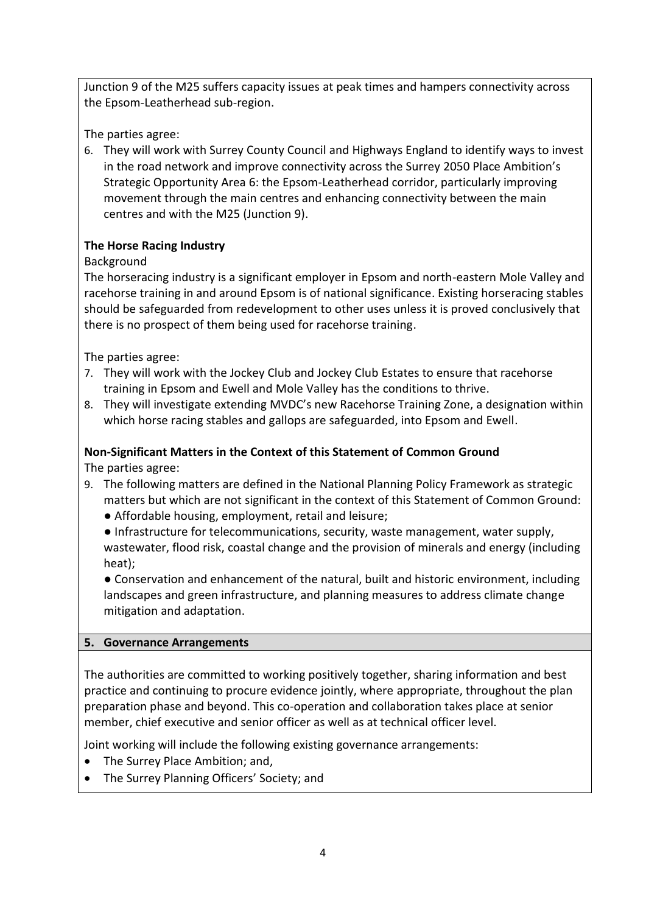Junction 9 of the M25 suffers capacity issues at peak times and hampers connectivity across the Epsom-Leatherhead sub-region.

The parties agree:

6. They will work with Surrey County Council and Highways England to identify ways to invest in the road network and improve connectivity across the Surrey 2050 Place Ambition's Strategic Opportunity Area 6: the Epsom-Leatherhead corridor, particularly improving movement through the main centres and enhancing connectivity between the main centres and with the M25 (Junction 9).

**The Horse Racing Industry**

Background

The horseracing industry is a significant employer in Epsom and north-eastern Mole Valley and racehorse training in and around Epsom is of national significance. Existing horseracing stables should be safeguarded from redevelopment to other uses unless it is proved conclusively that there is no prospect of them being used for racehorse training.

The parties agree:

7. They will work with the Jockey Club and Jockey Club Estates to ensure that racehorse training in Epsom and Ewell and Mole Valley has the conditions to thrive.
8. They will investigate extending MVDC's new Racehorse Training Zone, a designation within which horse racing stables and gallops are safeguarded, into Epsom and Ewell.

**Non-Significant Matters in the Context of this Statement of Common Ground**

The parties agree:

9. The following matters are defined in the National Planning Policy Framework as strategic matters but which are not significant in the context of this Statement of Common Ground:
   - Affordable housing, employment, retail and leisure;
   - Infrastructure for telecommunications, security, waste management, water supply, wastewater, flood risk, coastal change and the provision of minerals and energy (including heat);
   - Conservation and enhancement of the natural, built and historic environment, including landscapes and green infrastructure, and planning measures to address climate change mitigation and adaptation.

## 5. Governance Arrangements

The authorities are committed to working positively together, sharing information and best practice and continuing to procure evidence jointly, where appropriate, throughout the plan preparation phase and beyond. This co-operation and collaboration takes place at senior member, chief executive and senior officer as well as at technical officer level.

Joint working will include the following existing governance arrangements:

- The Surrey Place Ambition; and,
- The Surrey Planning Officers' Society; and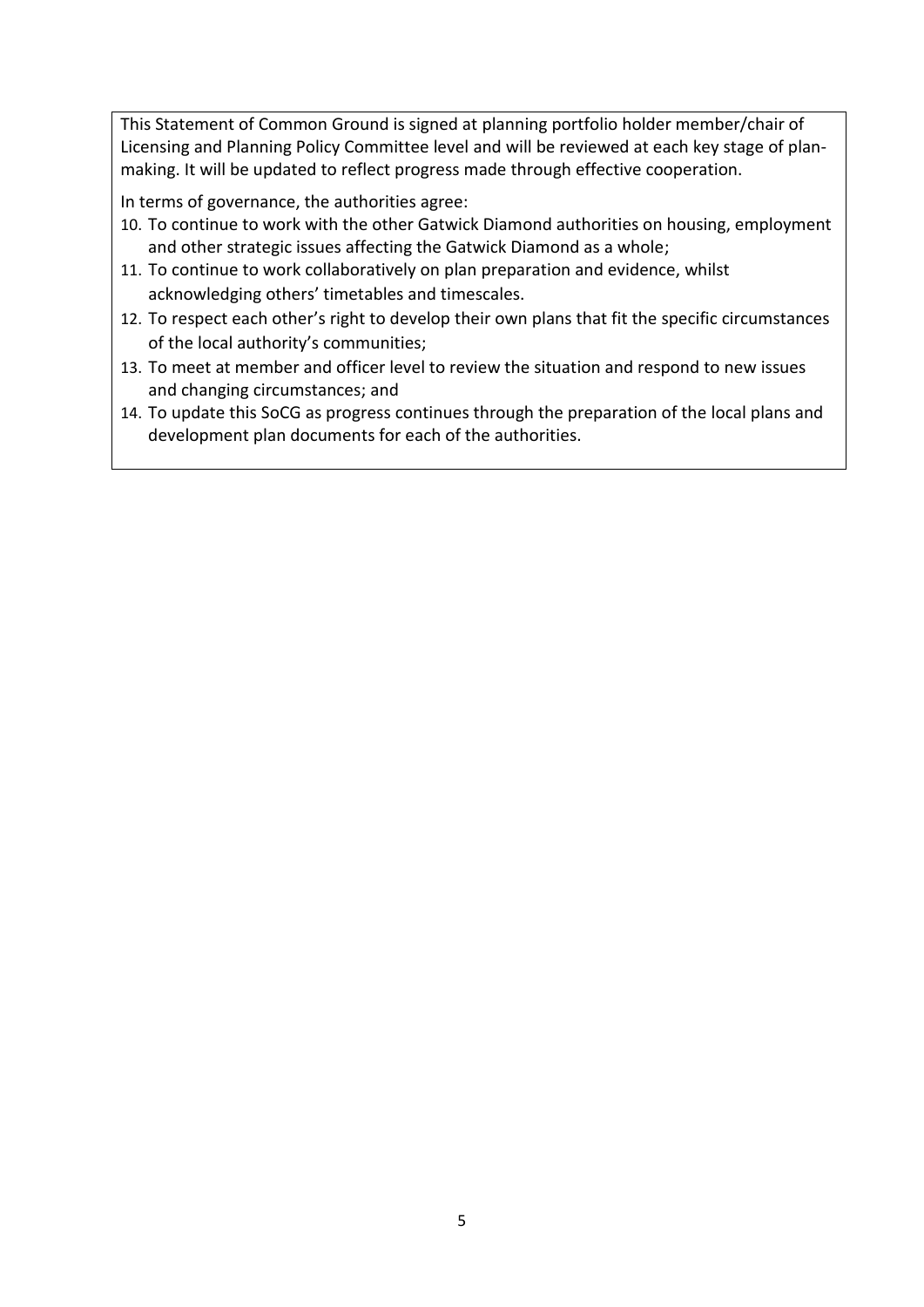This Statement of Common Ground is signed at planning portfolio holder member/chair of Licensing and Planning Policy Committee level and will be reviewed at each key stage of plan-making. It will be updated to reflect progress made through effective cooperation.

In terms of governance, the authorities agree:

10. To continue to work with the other Gatwick Diamond authorities on housing, employment and other strategic issues affecting the Gatwick Diamond as a whole;
11. To continue to work collaboratively on plan preparation and evidence, whilst acknowledging others' timetables and timescales.
12. To respect each other's right to develop their own plans that fit the specific circumstances of the local authority's communities;
13. To meet at member and officer level to review the situation and respond to new issues and changing circumstances; and
14. To update this SoCG as progress continues through the preparation of the local plans and development plan documents for each of the authorities.